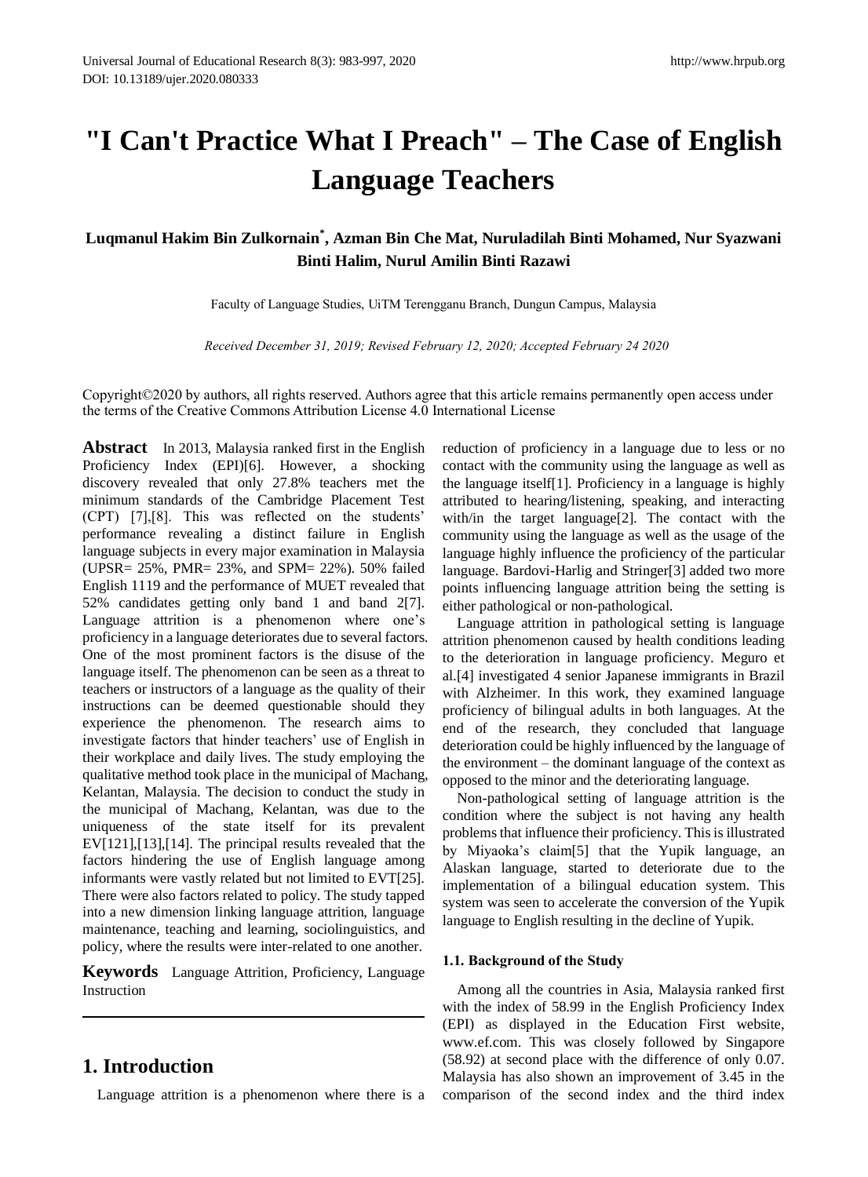# "I Can't Practice What I Preach" – The Case of English Language Teachers

**Luqmanul Hakim Bin Zulkornain\*, Azman Bin Che Mat, Nuruladilah Binti Mohamed, Nur Syazwani Binti Halim, Nurul Amilin Binti Razawi**

Faculty of Language Studies, UiTM Terengganu Branch, Dungun Campus, Malaysia

*Received December 31, 2019; Revised February 12, 2020; Accepted February 24 2020*

Copyright©2020 by authors, all rights reserved. Authors agree that this article remains permanently open access under the terms of the Creative Commons Attribution License 4.0 International License

**Abstract** In 2013, Malaysia ranked first in the English Proficiency Index (EPI)[6]. However, a shocking discovery revealed that only 27.8% teachers met the minimum standards of the Cambridge Placement Test (CPT) [7],[8]. This was reflected on the students' performance revealing a distinct failure in English language subjects in every major examination in Malaysia (UPSR= 25%, PMR= 23%, and SPM= 22%). 50% failed English 1119 and the performance of MUET revealed that 52% candidates getting only band 1 and band 2[7]. Language attrition is a phenomenon where one's proficiency in a language deteriorates due to several factors. One of the most prominent factors is the disuse of the language itself. The phenomenon can be seen as a threat to teachers or instructors of a language as the quality of their instructions can be deemed questionable should they experience the phenomenon. The research aims to investigate factors that hinder teachers' use of English in their workplace and daily lives. The study employing the qualitative method took place in the municipal of Machang, Kelantan, Malaysia. The decision to conduct the study in the municipal of Machang, Kelantan, was due to the uniqueness of the state itself for its prevalent EV[121],[13],[14]. The principal results revealed that the factors hindering the use of English language among informants were vastly related but not limited to EVT[25]. There were also factors related to policy. The study tapped into a new dimension linking language attrition, language maintenance, teaching and learning, sociolinguistics, and policy, where the results were inter-related to one another.

**Keywords** Language Attrition, Proficiency, Language Instruction

## 1. Introduction

Language attrition is a phenomenon where there is a reduction of proficiency in a language due to less or no contact with the community using the language as well as the language itself[1]. Proficiency in a language is highly attributed to hearing/listening, speaking, and interacting with/in the target language[2]. The contact with the community using the language as well as the usage of the language highly influence the proficiency of the particular language. Bardovi-Harlig and Stringer[3] added two more points influencing language attrition being the setting is either pathological or non-pathological.

Language attrition in pathological setting is language attrition phenomenon caused by health conditions leading to the deterioration in language proficiency. Meguro et al.[4] investigated 4 senior Japanese immigrants in Brazil with Alzheimer. In this work, they examined language proficiency of bilingual adults in both languages. At the end of the research, they concluded that language deterioration could be highly influenced by the language of the environment – the dominant language of the context as opposed to the minor and the deteriorating language.

Non-pathological setting of language attrition is the condition where the subject is not having any health problems that influence their proficiency. This is illustrated by Miyaoka's claim[5] that the Yupik language, an Alaskan language, started to deteriorate due to the implementation of a bilingual education system. This system was seen to accelerate the conversion of the Yupik language to English resulting in the decline of Yupik.

### 1.1. Background of the Study

Among all the countries in Asia, Malaysia ranked first with the index of 58.99 in the English Proficiency Index (EPI) as displayed in the Education First website, www.ef.com. This was closely followed by Singapore (58.92) at second place with the difference of only 0.07. Malaysia has also shown an improvement of 3.45 in the comparison of the second index and the third index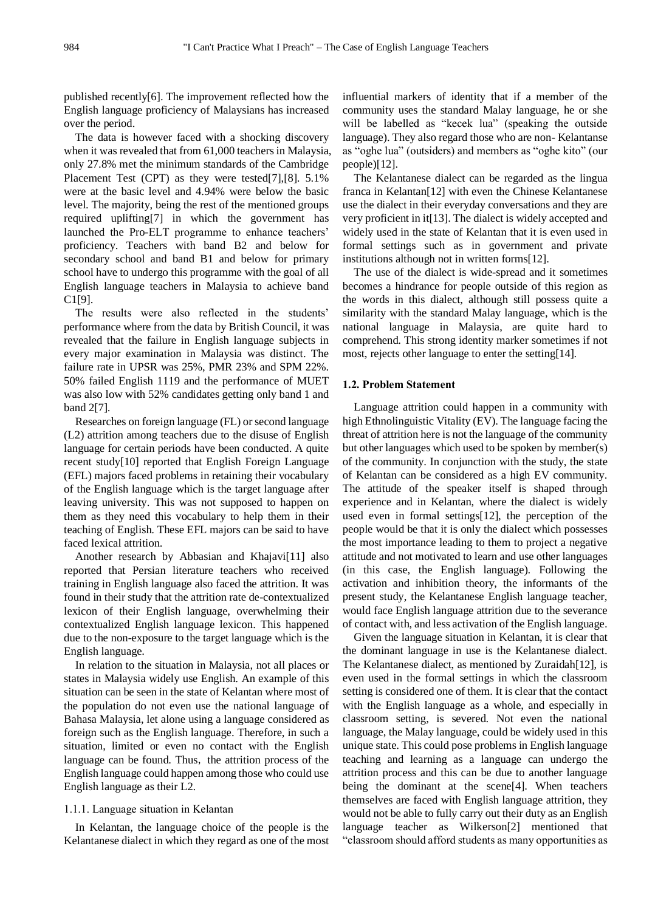published recently[6]. The improvement reflected how the English language proficiency of Malaysians has increased over the period.

The data is however faced with a shocking discovery when it was revealed that from 61,000 teachers in Malaysia, only 27.8% met the minimum standards of the Cambridge Placement Test (CPT) as they were tested[7],[8]. 5.1% were at the basic level and 4.94% were below the basic level. The majority, being the rest of the mentioned groups required uplifting[7] in which the government has launched the Pro-ELT programme to enhance teachers' proficiency. Teachers with band B2 and below for secondary school and band B1 and below for primary school have to undergo this programme with the goal of all English language teachers in Malaysia to achieve band C1[9].

The results were also reflected in the students' performance where from the data by British Council, it was revealed that the failure in English language subjects in every major examination in Malaysia was distinct. The failure rate in UPSR was 25%, PMR 23% and SPM 22%. 50% failed English 1119 and the performance of MUET was also low with 52% candidates getting only band 1 and band 2[7].

Researches on foreign language (FL) or second language (L2) attrition among teachers due to the disuse of English language for certain periods have been conducted. A quite recent study[10] reported that English Foreign Language (EFL) majors faced problems in retaining their vocabulary of the English language which is the target language after leaving university. This was not supposed to happen on them as they need this vocabulary to help them in their teaching of English. These EFL majors can be said to have faced lexical attrition.

Another research by Abbasian and Khajavi[11] also reported that Persian literature teachers who received training in English language also faced the attrition. It was found in their study that the attrition rate de-contextualized lexicon of their English language, overwhelming their contextualized English language lexicon. This happened due to the non-exposure to the target language which is the English language.

In relation to the situation in Malaysia, not all places or states in Malaysia widely use English. An example of this situation can be seen in the state of Kelantan where most of the population do not even use the national language of Bahasa Malaysia, let alone using a language considered as foreign such as the English language. Therefore, in such a situation, limited or even no contact with the English language can be found. Thus, the attrition process of the English language could happen among those who could use English language as their L2.

#### 1.1.1. Language situation in Kelantan

In Kelantan, the language choice of the people is the Kelantanese dialect in which they regard as one of the most influential markers of identity that if a member of the community uses the standard Malay language, he or she will be labelled as "kecek lua" (speaking the outside language). They also regard those who are non- Kelantanse as "oghe lua" (outsiders) and members as "oghe kito" (our people)[12].

The Kelantanese dialect can be regarded as the lingua franca in Kelantan[12] with even the Chinese Kelantanese use the dialect in their everyday conversations and they are very proficient in it[13]. The dialect is widely accepted and widely used in the state of Kelantan that it is even used in formal settings such as in government and private institutions although not in written forms[12].

The use of the dialect is wide-spread and it sometimes becomes a hindrance for people outside of this region as the words in this dialect, although still possess quite a similarity with the standard Malay language, which is the national language in Malaysia, are quite hard to comprehend. This strong identity marker sometimes if not most, rejects other language to enter the setting[14].

### 1.2. Problem Statement

Language attrition could happen in a community with high Ethnolinguistic Vitality (EV). The language facing the threat of attrition here is not the language of the community but other languages which used to be spoken by member(s) of the community. In conjunction with the study, the state of Kelantan can be considered as a high EV community. The attitude of the speaker itself is shaped through experience and in Kelantan, where the dialect is widely used even in formal settings[12], the perception of the people would be that it is only the dialect which possesses the most importance leading to them to project a negative attitude and not motivated to learn and use other languages (in this case, the English language). Following the activation and inhibition theory, the informants of the present study, the Kelantanese English language teacher, would face English language attrition due to the severance of contact with, and less activation of the English language.

Given the language situation in Kelantan, it is clear that the dominant language in use is the Kelantanese dialect. The Kelantanese dialect, as mentioned by Zuraidah[12], is even used in the formal settings in which the classroom setting is considered one of them. It is clear that the contact with the English language as a whole, and especially in classroom setting, is severed. Not even the national language, the Malay language, could be widely used in this unique state. This could pose problems in English language teaching and learning as a language can undergo the attrition process and this can be due to another language being the dominant at the scene[4]. When teachers themselves are faced with English language attrition, they would not be able to fully carry out their duty as an English language teacher as Wilkerson[2] mentioned that "classroom should afford students as many opportunities as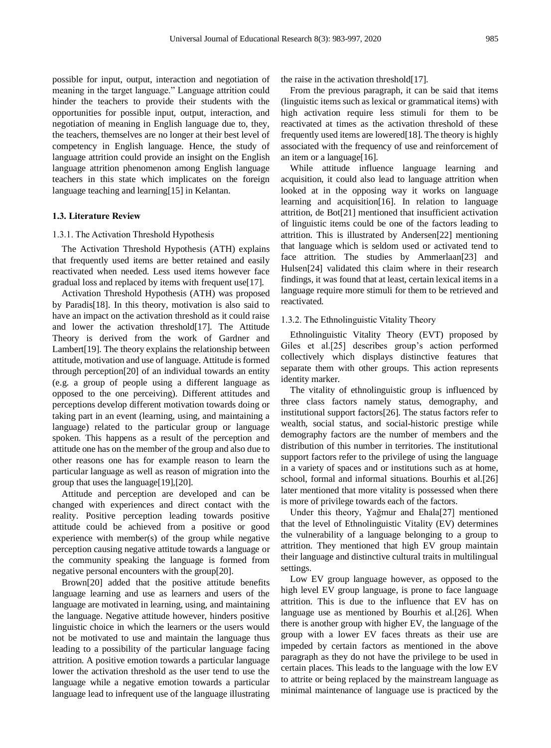possible for input, output, interaction and negotiation of meaning in the target language." Language attrition could hinder the teachers to provide their students with the opportunities for possible input, output, interaction, and negotiation of meaning in English language due to, they, the teachers, themselves are no longer at their best level of competency in English language. Hence, the study of language attrition could provide an insight on the English language attrition phenomenon among English language teachers in this state which implicates on the foreign language teaching and learning[15] in Kelantan.

### 1.3. Literature Review

#### 1.3.1. The Activation Threshold Hypothesis

The Activation Threshold Hypothesis (ATH) explains that frequently used items are better retained and easily reactivated when needed. Less used items however face gradual loss and replaced by items with frequent use[17].

Activation Threshold Hypothesis (ATH) was proposed by Paradis[18]. In this theory, motivation is also said to have an impact on the activation threshold as it could raise and lower the activation threshold[17]. The Attitude Theory is derived from the work of Gardner and Lambert[19]. The theory explains the relationship between attitude, motivation and use of language. Attitude is formed through perception[20] of an individual towards an entity (e.g. a group of people using a different language as opposed to the one perceiving). Different attitudes and perceptions develop different motivation towards doing or taking part in an event (learning, using, and maintaining a language) related to the particular group or language spoken. This happens as a result of the perception and attitude one has on the member of the group and also due to other reasons one has for example reason to learn the particular language as well as reason of migration into the group that uses the language[19],[20].

Attitude and perception are developed and can be changed with experiences and direct contact with the reality. Positive perception leading towards positive attitude could be achieved from a positive or good experience with member(s) of the group while negative perception causing negative attitude towards a language or the community speaking the language is formed from negative personal encounters with the group[20].

Brown[20] added that the positive attitude benefits language learning and use as learners and users of the language are motivated in learning, using, and maintaining the language. Negative attitude however, hinders positive linguistic choice in which the learners or the users would not be motivated to use and maintain the language thus leading to a possibility of the particular language facing attrition. A positive emotion towards a particular language lower the activation threshold as the user tend to use the language while a negative emotion towards a particular language lead to infrequent use of the language illustrating the raise in the activation threshold[17].

From the previous paragraph, it can be said that items (linguistic items such as lexical or grammatical items) with high activation require less stimuli for them to be reactivated at times as the activation threshold of these frequently used items are lowered[18]. The theory is highly associated with the frequency of use and reinforcement of an item or a language[16].

While attitude influence language learning and acquisition, it could also lead to language attrition when looked at in the opposing way it works on language learning and acquisition[16]. In relation to language attrition, de Bot[21] mentioned that insufficient activation of linguistic items could be one of the factors leading to attrition. This is illustrated by Andersen[22] mentioning that language which is seldom used or activated tend to face attrition. The studies by Ammerlaan[23] and Hulsen[24] validated this claim where in their research findings, it was found that at least, certain lexical items in a language require more stimuli for them to be retrieved and reactivated.

#### 1.3.2. The Ethnolinguistic Vitality Theory

Ethnolinguistic Vitality Theory (EVT) proposed by Giles et al.[25] describes group's action performed collectively which displays distinctive features that separate them with other groups. This action represents identity marker.

The vitality of ethnolinguistic group is influenced by three class factors namely status, demography, and institutional support factors[26]. The status factors refer to wealth, social status, and social-historic prestige while demography factors are the number of members and the distribution of this number in territories. The institutional support factors refer to the privilege of using the language in a variety of spaces and or institutions such as at home, school, formal and informal situations. Bourhis et al.[26] later mentioned that more vitality is possessed when there is more of privilege towards each of the factors.

Under this theory, Yağmur and Ehala[27] mentioned that the level of Ethnolinguistic Vitality (EV) determines the vulnerability of a language belonging to a group to attrition. They mentioned that high EV group maintain their language and distinctive cultural traits in multilingual settings.

Low EV group language however, as opposed to the high level EV group language, is prone to face language attrition. This is due to the influence that EV has on language use as mentioned by Bourhis et al.[26]. When there is another group with higher EV, the language of the group with a lower EV faces threats as their use are impeded by certain factors as mentioned in the above paragraph as they do not have the privilege to be used in certain places. This leads to the language with the low EV to attrite or being replaced by the mainstream language as minimal maintenance of language use is practiced by the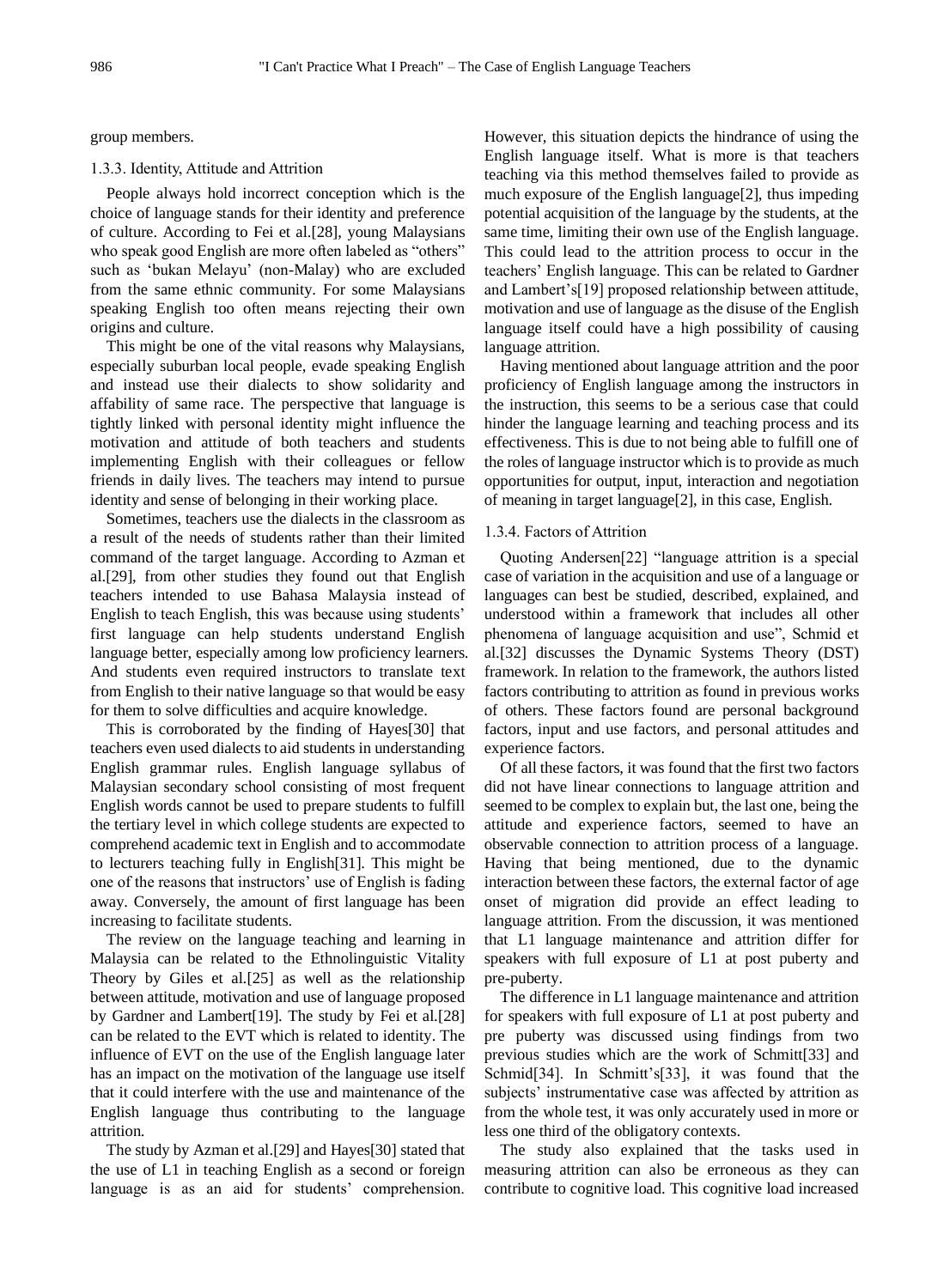group members.

#### 1.3.3. Identity, Attitude and Attrition

People always hold incorrect conception which is the choice of language stands for their identity and preference of culture. According to Fei et al.[28], young Malaysians who speak good English are more often labeled as “others” such as ‘bukan Melayu’ (non-Malay) who are excluded from the same ethnic community. For some Malaysians speaking English too often means rejecting their own origins and culture.

This might be one of the vital reasons why Malaysians, especially suburban local people, evade speaking English and instead use their dialects to show solidarity and affability of same race. The perspective that language is tightly linked with personal identity might influence the motivation and attitude of both teachers and students implementing English with their colleagues or fellow friends in daily lives. The teachers may intend to pursue identity and sense of belonging in their working place.

Sometimes, teachers use the dialects in the classroom as a result of the needs of students rather than their limited command of the target language. According to Azman et al.[29], from other studies they found out that English teachers intended to use Bahasa Malaysia instead of English to teach English, this was because using students' first language can help students understand English language better, especially among low proficiency learners. And students even required instructors to translate text from English to their native language so that would be easy for them to solve difficulties and acquire knowledge.

This is corroborated by the finding of Hayes[30] that teachers even used dialects to aid students in understanding English grammar rules. English language syllabus of Malaysian secondary school consisting of most frequent English words cannot be used to prepare students to fulfill the tertiary level in which college students are expected to comprehend academic text in English and to accommodate to lecturers teaching fully in English[31]. This might be one of the reasons that instructors' use of English is fading away. Conversely, the amount of first language has been increasing to facilitate students.

The review on the language teaching and learning in Malaysia can be related to the Ethnolinguistic Vitality Theory by Giles et al.[25] as well as the relationship between attitude, motivation and use of language proposed by Gardner and Lambert[19]. The study by Fei et al.[28] can be related to the EVT which is related to identity. The influence of EVT on the use of the English language later has an impact on the motivation of the language use itself that it could interfere with the use and maintenance of the English language thus contributing to the language attrition.

The study by Azman et al.[29] and Hayes[30] stated that the use of L1 in teaching English as a second or foreign language is as an aid for students' comprehension. However, this situation depicts the hindrance of using the English language itself. What is more is that teachers teaching via this method themselves failed to provide as much exposure of the English language[2], thus impeding potential acquisition of the language by the students, at the same time, limiting their own use of the English language. This could lead to the attrition process to occur in the teachers' English language. This can be related to Gardner and Lambert's[19] proposed relationship between attitude, motivation and use of language as the disuse of the English language itself could have a high possibility of causing language attrition.

Having mentioned about language attrition and the poor proficiency of English language among the instructors in the instruction, this seems to be a serious case that could hinder the language learning and teaching process and its effectiveness. This is due to not being able to fulfill one of the roles of language instructor which is to provide as much opportunities for output, input, interaction and negotiation of meaning in target language[2], in this case, English.

#### 1.3.4. Factors of Attrition

Quoting Andersen[22] “language attrition is a special case of variation in the acquisition and use of a language or languages can best be studied, described, explained, and understood within a framework that includes all other phenomena of language acquisition and use”, Schmid et al.[32] discusses the Dynamic Systems Theory (DST) framework. In relation to the framework, the authors listed factors contributing to attrition as found in previous works of others. These factors found are personal background factors, input and use factors, and personal attitudes and experience factors.

Of all these factors, it was found that the first two factors did not have linear connections to language attrition and seemed to be complex to explain but, the last one, being the attitude and experience factors, seemed to have an observable connection to attrition process of a language. Having that being mentioned, due to the dynamic interaction between these factors, the external factor of age onset of migration did provide an effect leading to language attrition. From the discussion, it was mentioned that L1 language maintenance and attrition differ for speakers with full exposure of L1 at post puberty and pre-puberty.

The difference in L1 language maintenance and attrition for speakers with full exposure of L1 at post puberty and pre puberty was discussed using findings from two previous studies which are the work of Schmitt[33] and Schmid[34]. In Schmitt's[33], it was found that the subjects' instrumentative case was affected by attrition as from the whole test, it was only accurately used in more or less one third of the obligatory contexts.

The study also explained that the tasks used in measuring attrition can also be erroneous as they can contribute to cognitive load. This cognitive load increased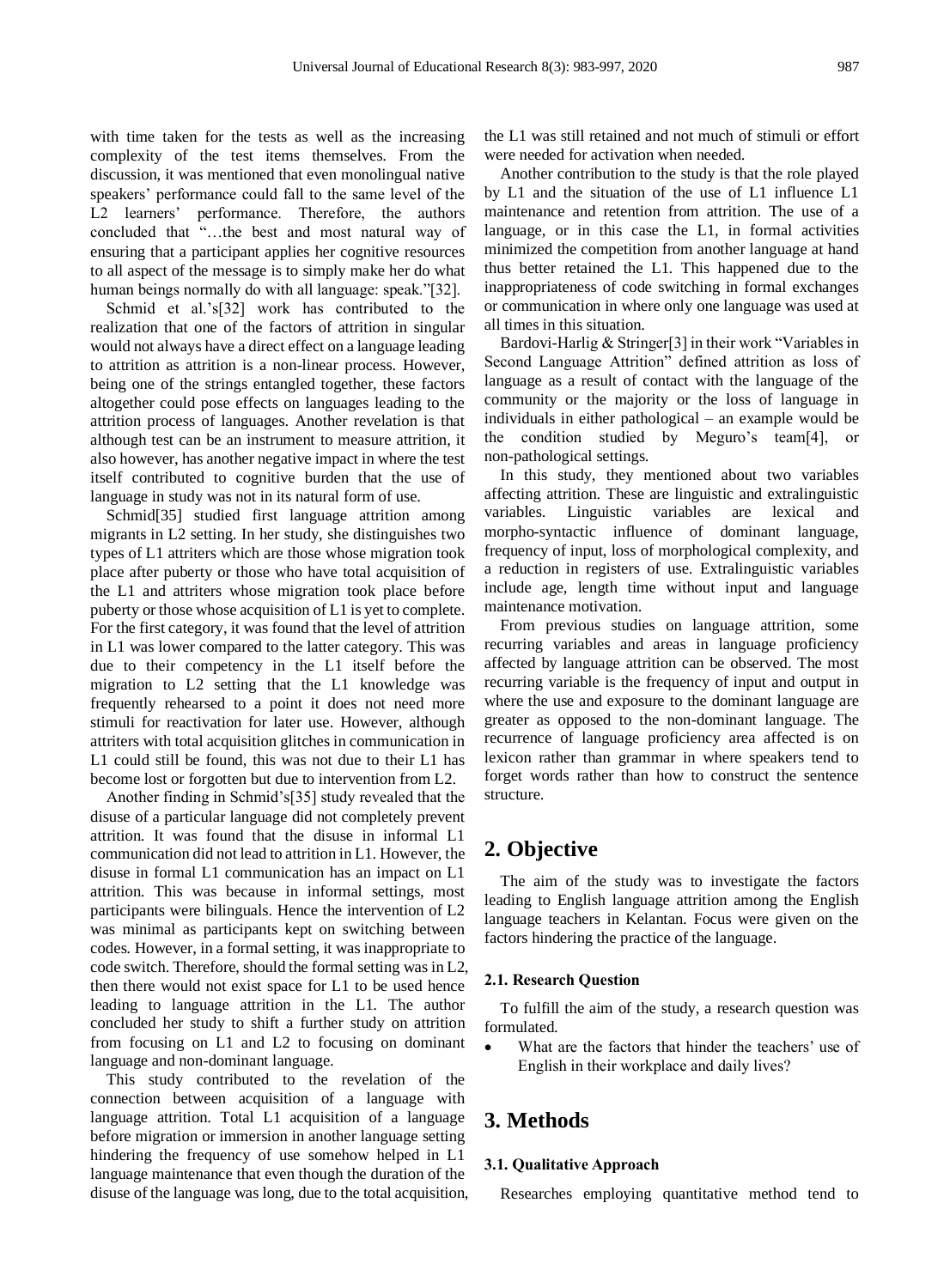with time taken for the tests as well as the increasing complexity of the test items themselves. From the discussion, it was mentioned that even monolingual native speakers' performance could fall to the same level of the L2 learners' performance. Therefore, the authors concluded that "…the best and most natural way of ensuring that a participant applies her cognitive resources to all aspect of the message is to simply make her do what human beings normally do with all language: speak."[32].

Schmid et al.'s[32] work has contributed to the realization that one of the factors of attrition in singular would not always have a direct effect on a language leading to attrition as attrition is a non-linear process. However, being one of the strings entangled together, these factors altogether could pose effects on languages leading to the attrition process of languages. Another revelation is that although test can be an instrument to measure attrition, it also however, has another negative impact in where the test itself contributed to cognitive burden that the use of language in study was not in its natural form of use.

Schmid[35] studied first language attrition among migrants in L2 setting. In her study, she distinguishes two types of L1 attriters which are those whose migration took place after puberty or those who have total acquisition of the L1 and attriters whose migration took place before puberty or those whose acquisition of L1 is yet to complete. For the first category, it was found that the level of attrition in L1 was lower compared to the latter category. This was due to their competency in the L1 itself before the migration to L2 setting that the L1 knowledge was frequently rehearsed to a point it does not need more stimuli for reactivation for later use. However, although attriters with total acquisition glitches in communication in L1 could still be found, this was not due to their L1 has become lost or forgotten but due to intervention from L2.

Another finding in Schmid's[35] study revealed that the disuse of a particular language did not completely prevent attrition. It was found that the disuse in informal L1 communication did not lead to attrition in L1. However, the disuse in formal L1 communication has an impact on L1 attrition. This was because in informal settings, most participants were bilinguals. Hence the intervention of L2 was minimal as participants kept on switching between codes. However, in a formal setting, it was inappropriate to code switch. Therefore, should the formal setting was in L2, then there would not exist space for L1 to be used hence leading to language attrition in the L1. The author concluded her study to shift a further study on attrition from focusing on L1 and L2 to focusing on dominant language and non-dominant language.

This study contributed to the revelation of the connection between acquisition of a language with language attrition. Total L1 acquisition of a language before migration or immersion in another language setting hindering the frequency of use somehow helped in L1 language maintenance that even though the duration of the disuse of the language was long, due to the total acquisition, the L1 was still retained and not much of stimuli or effort were needed for activation when needed.

Another contribution to the study is that the role played by L1 and the situation of the use of L1 influence L1 maintenance and retention from attrition. The use of a language, or in this case the L1, in formal activities minimized the competition from another language at hand thus better retained the L1. This happened due to the inappropriateness of code switching in formal exchanges or communication in where only one language was used at all times in this situation.

Bardovi-Harlig & Stringer[3] in their work "Variables in Second Language Attrition" defined attrition as loss of language as a result of contact with the language of the community or the majority or the loss of language in individuals in either pathological – an example would be the condition studied by Meguro's team[4], or non-pathological settings.

In this study, they mentioned about two variables affecting attrition. These are linguistic and extralinguistic variables. Linguistic variables are lexical and morpho-syntactic influence of dominant language, frequency of input, loss of morphological complexity, and a reduction in registers of use. Extralinguistic variables include age, length time without input and language maintenance motivation.

From previous studies on language attrition, some recurring variables and areas in language proficiency affected by language attrition can be observed. The most recurring variable is the frequency of input and output in where the use and exposure to the dominant language are greater as opposed to the non-dominant language. The recurrence of language proficiency area affected is on lexicon rather than grammar in where speakers tend to forget words rather than how to construct the sentence structure.

## 2. Objective

The aim of the study was to investigate the factors leading to English language attrition among the English language teachers in Kelantan. Focus were given on the factors hindering the practice of the language.

### 2.1. Research Question

To fulfill the aim of the study, a research question was formulated.

- What are the factors that hinder the teachers' use of English in their workplace and daily lives?

## 3. Methods

### 3.1. Qualitative Approach

Researches employing quantitative method tend to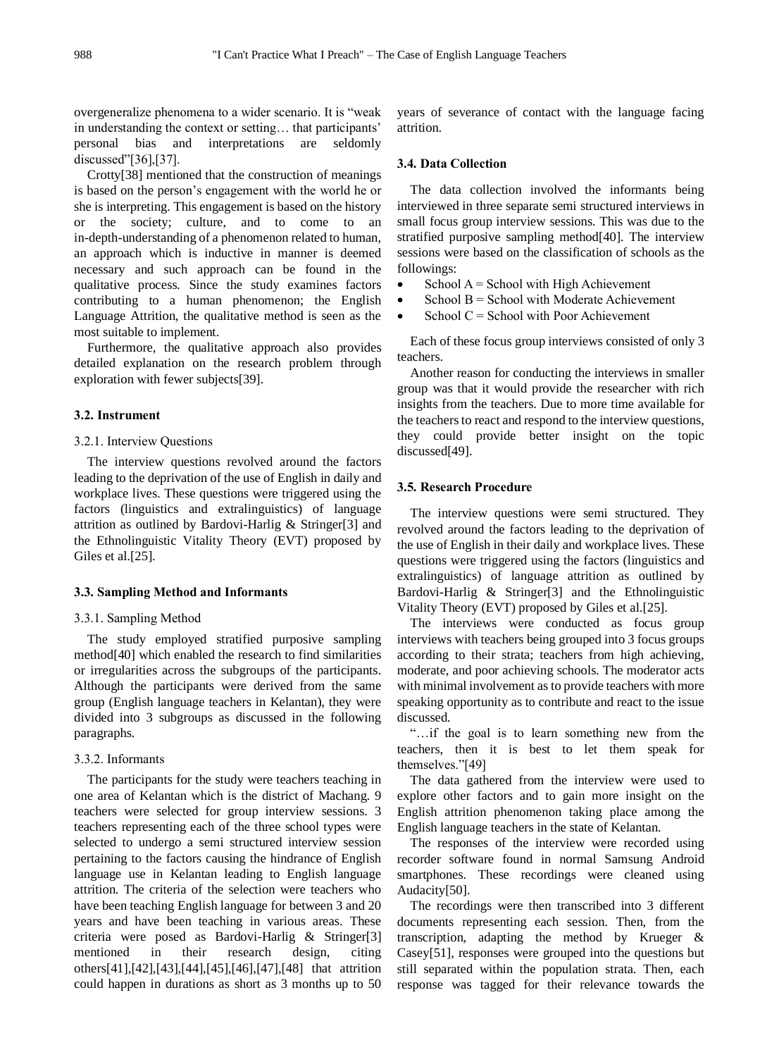overgeneralize phenomena to a wider scenario. It is "weak in understanding the context or setting… that participants' personal bias and interpretations are seldomly discussed"[36],[37].

Crotty[38] mentioned that the construction of meanings is based on the person's engagement with the world he or she is interpreting. This engagement is based on the history or the society; culture, and to come to an in-depth-understanding of a phenomenon related to human, an approach which is inductive in manner is deemed necessary and such approach can be found in the qualitative process. Since the study examines factors contributing to a human phenomenon; the English Language Attrition, the qualitative method is seen as the most suitable to implement.

Furthermore, the qualitative approach also provides detailed explanation on the research problem through exploration with fewer subjects[39].

### 3.2. Instrument

#### 3.2.1. Interview Questions

The interview questions revolved around the factors leading to the deprivation of the use of English in daily and workplace lives. These questions were triggered using the factors (linguistics and extralinguistics) of language attrition as outlined by Bardovi-Harlig & Stringer[3] and the Ethnolinguistic Vitality Theory (EVT) proposed by Giles et al.[25].

### 3.3. Sampling Method and Informants

#### 3.3.1. Sampling Method

The study employed stratified purposive sampling method[40] which enabled the research to find similarities or irregularities across the subgroups of the participants. Although the participants were derived from the same group (English language teachers in Kelantan), they were divided into 3 subgroups as discussed in the following paragraphs.

#### 3.3.2. Informants

The participants for the study were teachers teaching in one area of Kelantan which is the district of Machang. 9 teachers were selected for group interview sessions. 3 teachers representing each of the three school types were selected to undergo a semi structured interview session pertaining to the factors causing the hindrance of English language use in Kelantan leading to English language attrition. The criteria of the selection were teachers who have been teaching English language for between 3 and 20 years and have been teaching in various areas. These criteria were posed as Bardovi-Harlig & Stringer[3] mentioned in their research design, citing others[41],[42],[43],[44],[45],[46],[47],[48] that attrition could happen in durations as short as 3 months up to 50 years of severance of contact with the language facing attrition.

### 3.4. Data Collection

The data collection involved the informants being interviewed in three separate semi structured interviews in small focus group interview sessions. This was due to the stratified purposive sampling method[40]. The interview sessions were based on the classification of schools as the followings:

- School A = School with High Achievement
- School B = School with Moderate Achievement
- School C = School with Poor Achievement

Each of these focus group interviews consisted of only 3 teachers.

Another reason for conducting the interviews in smaller group was that it would provide the researcher with rich insights from the teachers. Due to more time available for the teachers to react and respond to the interview questions, they could provide better insight on the topic discussed[49].

### 3.5. Research Procedure

The interview questions were semi structured. They revolved around the factors leading to the deprivation of the use of English in their daily and workplace lives. These questions were triggered using the factors (linguistics and extralinguistics) of language attrition as outlined by Bardovi-Harlig & Stringer[3] and the Ethnolinguistic Vitality Theory (EVT) proposed by Giles et al.[25].

The interviews were conducted as focus group interviews with teachers being grouped into 3 focus groups according to their strata; teachers from high achieving, moderate, and poor achieving schools. The moderator acts with minimal involvement as to provide teachers with more speaking opportunity as to contribute and react to the issue discussed.

"…if the goal is to learn something new from the teachers, then it is best to let them speak for themselves."[49]

The data gathered from the interview were used to explore other factors and to gain more insight on the English attrition phenomenon taking place among the English language teachers in the state of Kelantan.

The responses of the interview were recorded using recorder software found in normal Samsung Android smartphones. These recordings were cleaned using Audacity[50].

The recordings were then transcribed into 3 different documents representing each session. Then, from the transcription, adapting the method by Krueger & Casey[51], responses were grouped into the questions but still separated within the population strata. Then, each response was tagged for their relevance towards the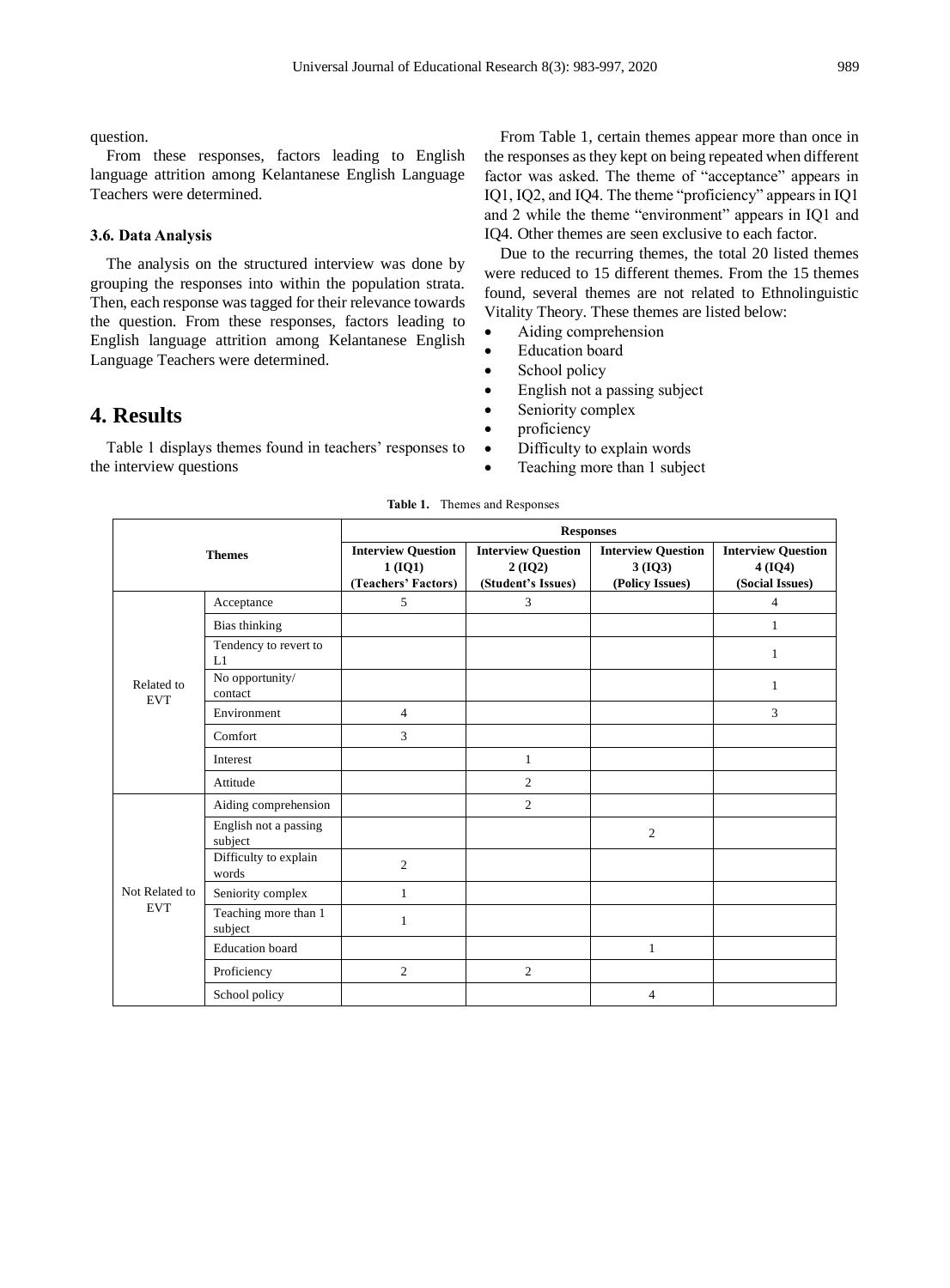question.

From these responses, factors leading to English language attrition among Kelantanese English Language Teachers were determined.

### 3.6. Data Analysis

The analysis on the structured interview was done by grouping the responses into within the population strata. Then, each response was tagged for their relevance towards the question. From these responses, factors leading to English language attrition among Kelantanese English Language Teachers were determined.

## 4. Results

Table 1 displays themes found in teachers' responses to the interview questions

From Table 1, certain themes appear more than once in the responses as they kept on being repeated when different factor was asked. The theme of "acceptance" appears in IQ1, IQ2, and IQ4. The theme "proficiency" appears in IQ1 and 2 while the theme "environment" appears in IQ1 and IQ4. Other themes are seen exclusive to each factor.

Due to the recurring themes, the total 20 listed themes were reduced to 15 different themes. From the 15 themes found, several themes are not related to Ethnolinguistic Vitality Theory. These themes are listed below:

- Aiding comprehension
- Education board
- School policy
- English not a passing subject
- Seniority complex
- proficiency
- Difficulty to explain words
- Teaching more than 1 subject

**Table 1.** Themes and Responses

| Themes | | Responses | | | |
|---|---|---|---|---|---|
| | | **Interview Question 1 (IQ1) (Teachers' Factors)** | **Interview Question 2 (IQ2) (Student's Issues)** | **Interview Question 3 (IQ3) (Policy Issues)** | **Interview Question 4 (IQ4) (Social Issues)** |
| Related to EVT | Acceptance | 5 | 3 | | 4 |
| | Bias thinking | | | | 1 |
| | Tendency to revert to L1 | | | | 1 |
| | No opportunity/ contact | | | | 1 |
| | Environment | 4 | | | 3 |
| | Comfort | 3 | | | |
| | Interest | | 1 | | |
| | Attitude | | 2 | | |
| Not Related to EVT | Aiding comprehension | | 2 | | |
| | English not a passing subject | | | 2 | |
| | Difficulty to explain words | 2 | | | |
| | Seniority complex | 1 | | | |
| | Teaching more than 1 subject | 1 | | | |
| | Education board | | | 1 | |
| | Proficiency | 2 | 2 | | |
| | School policy | | | 4 | |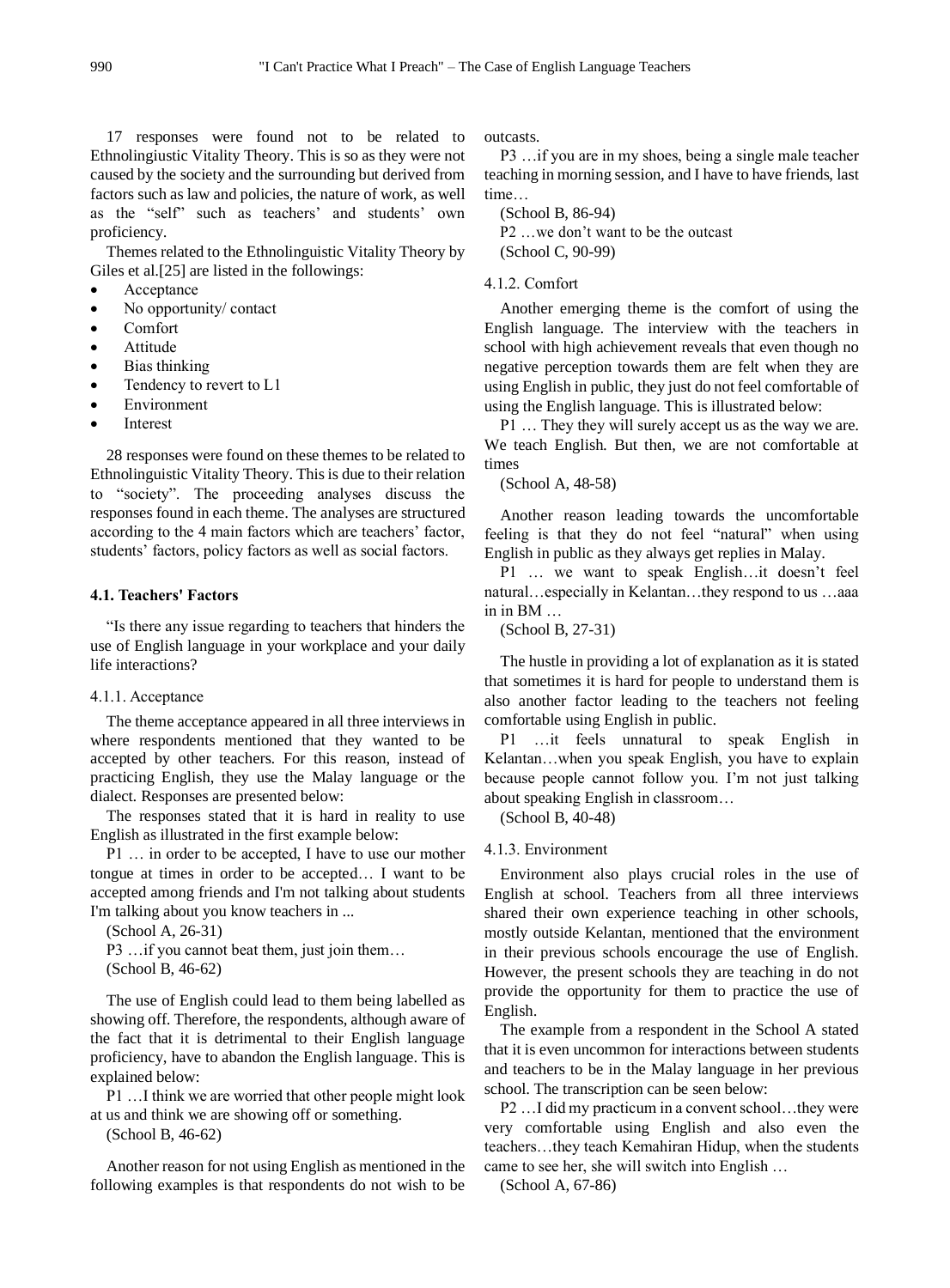17 responses were found not to be related to Ethnolingiustic Vitality Theory. This is so as they were not caused by the society and the surrounding but derived from factors such as law and policies, the nature of work, as well as the "self" such as teachers' and students' own proficiency.

Themes related to the Ethnolinguistic Vitality Theory by Giles et al.[25] are listed in the followings:

- Acceptance
- No opportunity/ contact
- Comfort
- Attitude
- Bias thinking
- Tendency to revert to L1
- Environment
- Interest

28 responses were found on these themes to be related to Ethnolinguistic Vitality Theory. This is due to their relation to "society". The proceeding analyses discuss the responses found in each theme. The analyses are structured according to the 4 main factors which are teachers' factor, students' factors, policy factors as well as social factors.

### 4.1. Teachers' Factors

"Is there any issue regarding to teachers that hinders the use of English language in your workplace and your daily life interactions?

#### 4.1.1. Acceptance

The theme acceptance appeared in all three interviews in where respondents mentioned that they wanted to be accepted by other teachers. For this reason, instead of practicing English, they use the Malay language or the dialect. Responses are presented below:

The responses stated that it is hard in reality to use English as illustrated in the first example below:

P1 … in order to be accepted, I have to use our mother tongue at times in order to be accepted… I want to be accepted among friends and I'm not talking about students I'm talking about you know teachers in ...

(School A, 26-31)

P3 …if you cannot beat them, just join them…

(School B, 46-62)

The use of English could lead to them being labelled as showing off. Therefore, the respondents, although aware of the fact that it is detrimental to their English language proficiency, have to abandon the English language. This is explained below:

P1 …I think we are worried that other people might look at us and think we are showing off or something.

(School B, 46-62)

Another reason for not using English as mentioned in the following examples is that respondents do not wish to be outcasts.

P3 …if you are in my shoes, being a single male teacher teaching in morning session, and I have to have friends, last time…

(School B, 86-94)

P2 …we don't want to be the outcast

(School C, 90-99)

#### 4.1.2. Comfort

Another emerging theme is the comfort of using the English language. The interview with the teachers in school with high achievement reveals that even though no negative perception towards them are felt when they are using English in public, they just do not feel comfortable of using the English language. This is illustrated below:

P1 … They they will surely accept us as the way we are. We teach English. But then, we are not comfortable at times

(School A, 48-58)

Another reason leading towards the uncomfortable feeling is that they do not feel "natural" when using English in public as they always get replies in Malay.

P1 … we want to speak English…it doesn't feel natural…especially in Kelantan…they respond to us …aaa in in BM …

(School B, 27-31)

The hustle in providing a lot of explanation as it is stated that sometimes it is hard for people to understand them is also another factor leading to the teachers not feeling comfortable using English in public.

P1 …it feels unnatural to speak English in Kelantan…when you speak English, you have to explain because people cannot follow you. I'm not just talking about speaking English in classroom…

(School B, 40-48)

#### 4.1.3. Environment

Environment also plays crucial roles in the use of English at school. Teachers from all three interviews shared their own experience teaching in other schools, mostly outside Kelantan, mentioned that the environment in their previous schools encourage the use of English. However, the present schools they are teaching in do not provide the opportunity for them to practice the use of English.

The example from a respondent in the School A stated that it is even uncommon for interactions between students and teachers to be in the Malay language in her previous school. The transcription can be seen below:

P2 …I did my practicum in a convent school…they were very comfortable using English and also even the teachers…they teach Kemahiran Hidup, when the students came to see her, she will switch into English …

(School A, 67-86)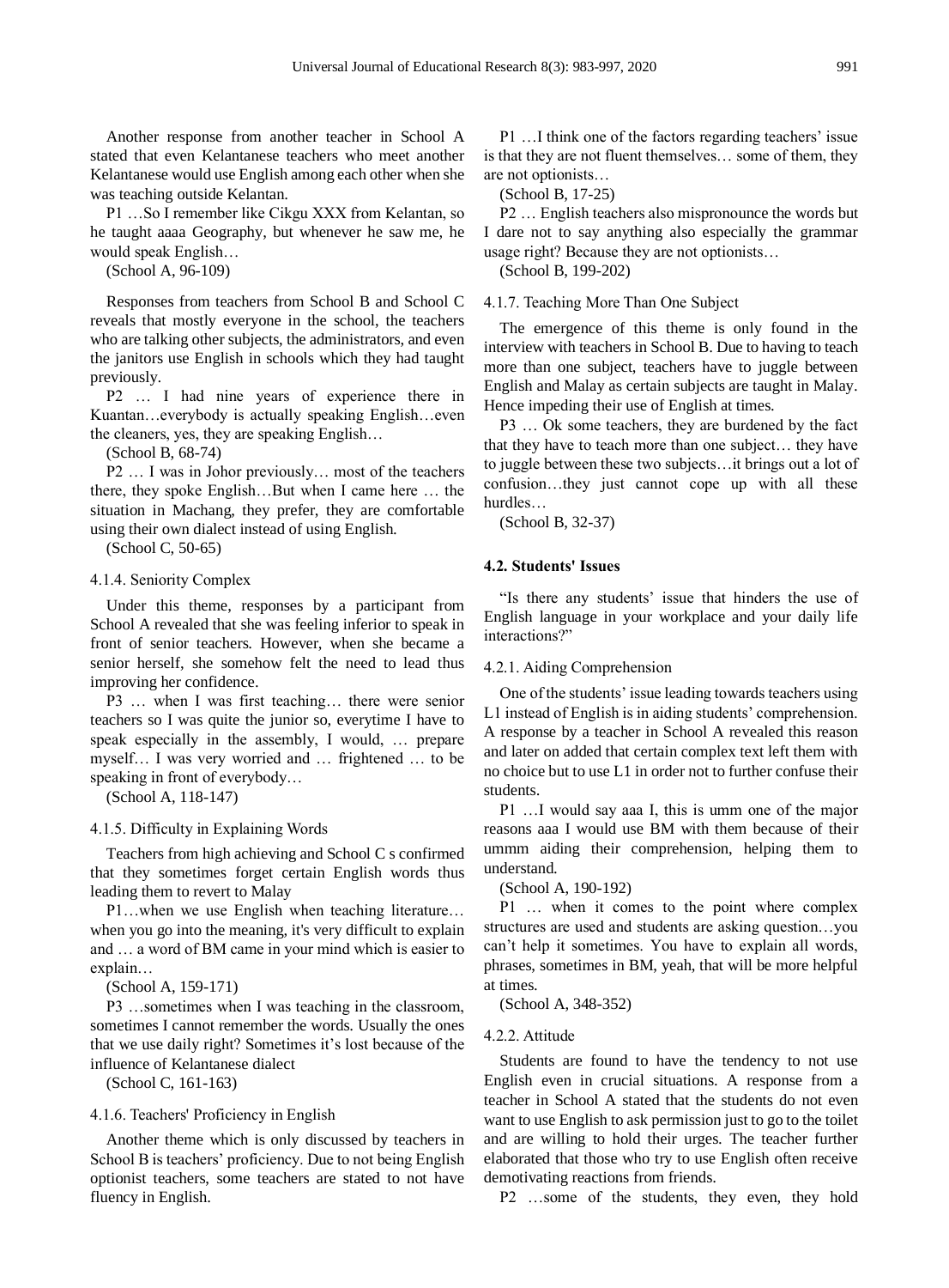Another response from another teacher in School A stated that even Kelantanese teachers who meet another Kelantanese would use English among each other when she was teaching outside Kelantan.

P1 …So I remember like Cikgu XXX from Kelantan, so he taught aaaa Geography, but whenever he saw me, he would speak English…

(School A, 96-109)

Responses from teachers from School B and School C reveals that mostly everyone in the school, the teachers who are talking other subjects, the administrators, and even the janitors use English in schools which they had taught previously.

P2 … I had nine years of experience there in Kuantan…everybody is actually speaking English…even the cleaners, yes, they are speaking English…

(School B, 68-74)

P2 … I was in Johor previously… most of the teachers there, they spoke English…But when I came here … the situation in Machang, they prefer, they are comfortable using their own dialect instead of using English.

(School C, 50-65)

#### 4.1.4. Seniority Complex

Under this theme, responses by a participant from School A revealed that she was feeling inferior to speak in front of senior teachers. However, when she became a senior herself, she somehow felt the need to lead thus improving her confidence.

P3 … when I was first teaching… there were senior teachers so I was quite the junior so, everytime I have to speak especially in the assembly, I would, … prepare myself… I was very worried and … frightened … to be speaking in front of everybody…

(School A, 118-147)

#### 4.1.5. Difficulty in Explaining Words

Teachers from high achieving and School C s confirmed that they sometimes forget certain English words thus leading them to revert to Malay

P1…when we use English when teaching literature… when you go into the meaning, it's very difficult to explain and … a word of BM came in your mind which is easier to explain…

(School A, 159-171)

P3 …sometimes when I was teaching in the classroom, sometimes I cannot remember the words. Usually the ones that we use daily right? Sometimes it’s lost because of the influence of Kelantanese dialect

(School C, 161-163)

#### 4.1.6. Teachers' Proficiency in English

Another theme which is only discussed by teachers in School B is teachers’ proficiency. Due to not being English optionist teachers, some teachers are stated to not have fluency in English.

P1 …I think one of the factors regarding teachers’ issue is that they are not fluent themselves… some of them, they are not optionists…

(School B, 17-25)

P2 … English teachers also mispronounce the words but I dare not to say anything also especially the grammar usage right? Because they are not optionists…

(School B, 199-202)

#### 4.1.7. Teaching More Than One Subject

The emergence of this theme is only found in the interview with teachers in School B. Due to having to teach more than one subject, teachers have to juggle between English and Malay as certain subjects are taught in Malay. Hence impeding their use of English at times.

P3 … Ok some teachers, they are burdened by the fact that they have to teach more than one subject… they have to juggle between these two subjects…it brings out a lot of confusion…they just cannot cope up with all these hurdles…

(School B, 32-37)

### 4.2. Students' Issues

“Is there any students’ issue that hinders the use of English language in your workplace and your daily life interactions?”

#### 4.2.1. Aiding Comprehension

One of the students’ issue leading towards teachers using L1 instead of English is in aiding students’ comprehension. A response by a teacher in School A revealed this reason and later on added that certain complex text left them with no choice but to use L1 in order not to further confuse their students.

P1 …I would say aaa I, this is umm one of the major reasons aaa I would use BM with them because of their ummm aiding their comprehension, helping them to understand.

(School A, 190-192)

P1 … when it comes to the point where complex structures are used and students are asking question…you can’t help it sometimes. You have to explain all words, phrases, sometimes in BM, yeah, that will be more helpful at times.

(School A, 348-352)

#### 4.2.2. Attitude

Students are found to have the tendency to not use English even in crucial situations. A response from a teacher in School A stated that the students do not even want to use English to ask permission just to go to the toilet and are willing to hold their urges. The teacher further elaborated that those who try to use English often receive demotivating reactions from friends.

P2 …some of the students, they even, they hold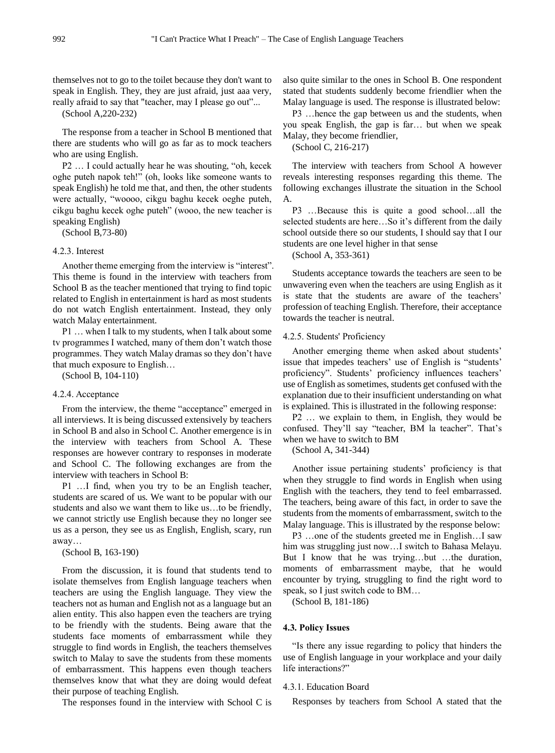themselves not to go to the toilet because they don't want to speak in English. They, they are just afraid, just aaa very, really afraid to say that "teacher, may I please go out"...

(School A,220-232)

The response from a teacher in School B mentioned that there are students who will go as far as to mock teachers who are using English.

P2 … I could actually hear he was shouting, "oh, kecek oghe puteh napok teh!" (oh, looks like someone wants to speak English) he told me that, and then, the other students were actually, "woooo, cikgu baghu kecek oeghe puteh, cikgu baghu kecek oghe puteh" (wooo, the new teacher is speaking English)

(School B,73-80)

#### 4.2.3. Interest

Another theme emerging from the interview is "interest". This theme is found in the interview with teachers from School B as the teacher mentioned that trying to find topic related to English in entertainment is hard as most students do not watch English entertainment. Instead, they only watch Malay entertainment.

P1 … when I talk to my students, when I talk about some tv programmes I watched, many of them don't watch those programmes. They watch Malay dramas so they don't have that much exposure to English…

(School B, 104-110)

#### 4.2.4. Acceptance

From the interview, the theme "acceptance" emerged in all interviews. It is being discussed extensively by teachers in School B and also in School C. Another emergence is in the interview with teachers from School A. These responses are however contrary to responses in moderate and School C. The following exchanges are from the interview with teachers in School B:

P1 …I find, when you try to be an English teacher, students are scared of us. We want to be popular with our students and also we want them to like us…to be friendly, we cannot strictly use English because they no longer see us as a person, they see us as English, English, scary, run away…

(School B, 163-190)

From the discussion, it is found that students tend to isolate themselves from English language teachers when teachers are using the English language. They view the teachers not as human and English not as a language but an alien entity. This also happen even the teachers are trying to be friendly with the students. Being aware that the students face moments of embarrassment while they struggle to find words in English, the teachers themselves switch to Malay to save the students from these moments of embarrassment. This happens even though teachers themselves know that what they are doing would defeat their purpose of teaching English.

The responses found in the interview with School C is also quite similar to the ones in School B. One respondent stated that students suddenly become friendlier when the Malay language is used. The response is illustrated below:

P3 …hence the gap between us and the students, when you speak English, the gap is far… but when we speak Malay, they become friendlier,

(School C, 216-217)

The interview with teachers from School A however reveals interesting responses regarding this theme. The following exchanges illustrate the situation in the School A.

P3 …Because this is quite a good school…all the selected students are here…So it's different from the daily school outside there so our students, I should say that I our students are one level higher in that sense

(School A, 353-361)

Students acceptance towards the teachers are seen to be unwavering even when the teachers are using English as it is state that the students are aware of the teachers' profession of teaching English. Therefore, their acceptance towards the teacher is neutral.

#### 4.2.5. Students' Proficiency

Another emerging theme when asked about students' issue that impedes teachers' use of English is "students' proficiency". Students' proficiency influences teachers' use of English as sometimes, students get confused with the explanation due to their insufficient understanding on what is explained. This is illustrated in the following response:

P2 … we explain to them, in English, they would be confused. They'll say "teacher, BM la teacher". That's when we have to switch to BM

(School A, 341-344)

Another issue pertaining students' proficiency is that when they struggle to find words in English when using English with the teachers, they tend to feel embarrassed. The teachers, being aware of this fact, in order to save the students from the moments of embarrassment, switch to the Malay language. This is illustrated by the response below:

P3 …one of the students greeted me in English…I saw him was struggling just now…I switch to Bahasa Melayu. But I know that he was trying…but …the duration, moments of embarrassment maybe, that he would encounter by trying, struggling to find the right word to speak, so I just switch code to BM…

(School B, 181-186)

### 4.3. Policy Issues

"Is there any issue regarding to policy that hinders the use of English language in your workplace and your daily life interactions?"

#### 4.3.1. Education Board

Responses by teachers from School A stated that the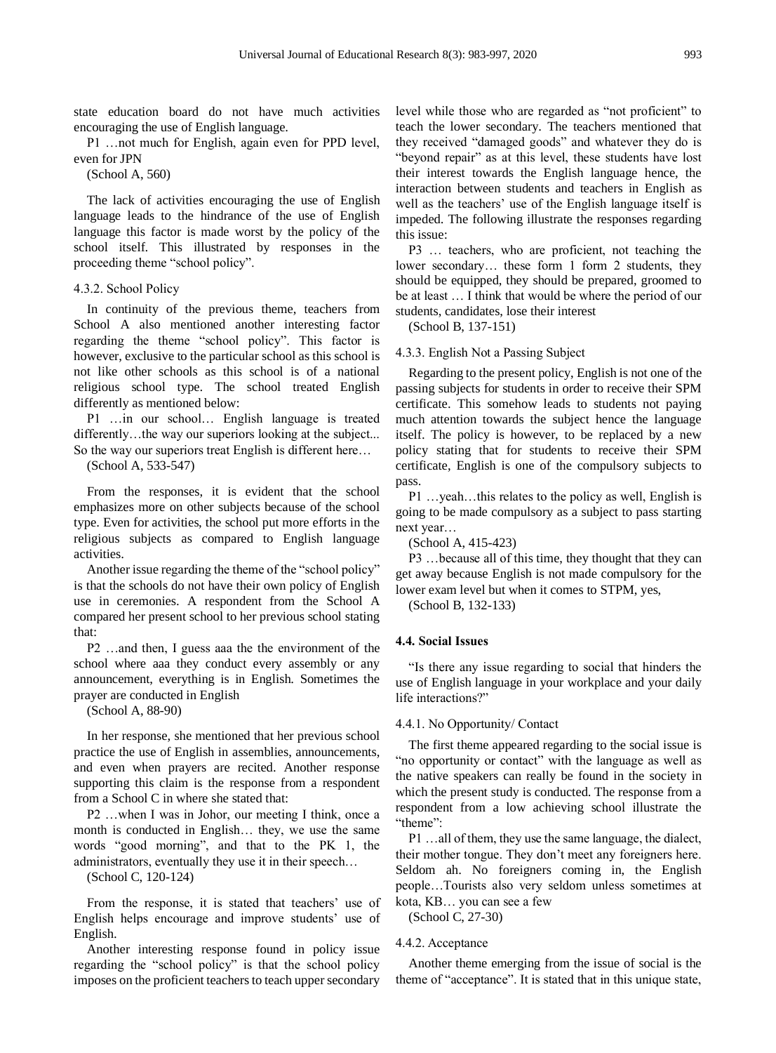state education board do not have much activities encouraging the use of English language.

P1 …not much for English, again even for PPD level, even for JPN

(School A, 560)

The lack of activities encouraging the use of English language leads to the hindrance of the use of English language this factor is made worst by the policy of the school itself. This illustrated by responses in the proceeding theme "school policy".

#### 4.3.2. School Policy

In continuity of the previous theme, teachers from School A also mentioned another interesting factor regarding the theme "school policy". This factor is however, exclusive to the particular school as this school is not like other schools as this school is of a national religious school type. The school treated English differently as mentioned below:

P1 …in our school… English language is treated differently…the way our superiors looking at the subject... So the way our superiors treat English is different here…

(School A, 533-547)

From the responses, it is evident that the school emphasizes more on other subjects because of the school type. Even for activities, the school put more efforts in the religious subjects as compared to English language activities.

Another issue regarding the theme of the "school policy" is that the schools do not have their own policy of English use in ceremonies. A respondent from the School A compared her present school to her previous school stating that:

P2 …and then, I guess aaa the the environment of the school where aaa they conduct every assembly or any announcement, everything is in English. Sometimes the prayer are conducted in English

(School A, 88-90)

In her response, she mentioned that her previous school practice the use of English in assemblies, announcements, and even when prayers are recited. Another response supporting this claim is the response from a respondent from a School C in where she stated that:

P2 …when I was in Johor, our meeting I think, once a month is conducted in English… they, we use the same words "good morning", and that to the PK 1, the administrators, eventually they use it in their speech…

(School C, 120-124)

From the response, it is stated that teachers' use of English helps encourage and improve students' use of English.

Another interesting response found in policy issue regarding the "school policy" is that the school policy imposes on the proficient teachers to teach upper secondary level while those who are regarded as "not proficient" to teach the lower secondary. The teachers mentioned that they received "damaged goods" and whatever they do is "beyond repair" as at this level, these students have lost their interest towards the English language hence, the interaction between students and teachers in English as well as the teachers' use of the English language itself is impeded. The following illustrate the responses regarding this issue:

P3 … teachers, who are proficient, not teaching the lower secondary… these form 1 form 2 students, they should be equipped, they should be prepared, groomed to be at least … I think that would be where the period of our students, candidates, lose their interest

(School B, 137-151)

#### 4.3.3. English Not a Passing Subject

Regarding to the present policy, English is not one of the passing subjects for students in order to receive their SPM certificate. This somehow leads to students not paying much attention towards the subject hence the language itself. The policy is however, to be replaced by a new policy stating that for students to receive their SPM certificate, English is one of the compulsory subjects to pass.

P1 …yeah…this relates to the policy as well, English is going to be made compulsory as a subject to pass starting next year…

(School A, 415-423)

P3 …because all of this time, they thought that they can get away because English is not made compulsory for the lower exam level but when it comes to STPM, yes,

(School B, 132-133)

### 4.4. Social Issues

"Is there any issue regarding to social that hinders the use of English language in your workplace and your daily life interactions?"

#### 4.4.1. No Opportunity/ Contact

The first theme appeared regarding to the social issue is "no opportunity or contact" with the language as well as the native speakers can really be found in the society in which the present study is conducted. The response from a respondent from a low achieving school illustrate the "theme":

P1 …all of them, they use the same language, the dialect, their mother tongue. They don't meet any foreigners here. Seldom ah. No foreigners coming in, the English people…Tourists also very seldom unless sometimes at kota, KB… you can see a few

(School C, 27-30)

#### 4.4.2. Acceptance

Another theme emerging from the issue of social is the theme of "acceptance". It is stated that in this unique state,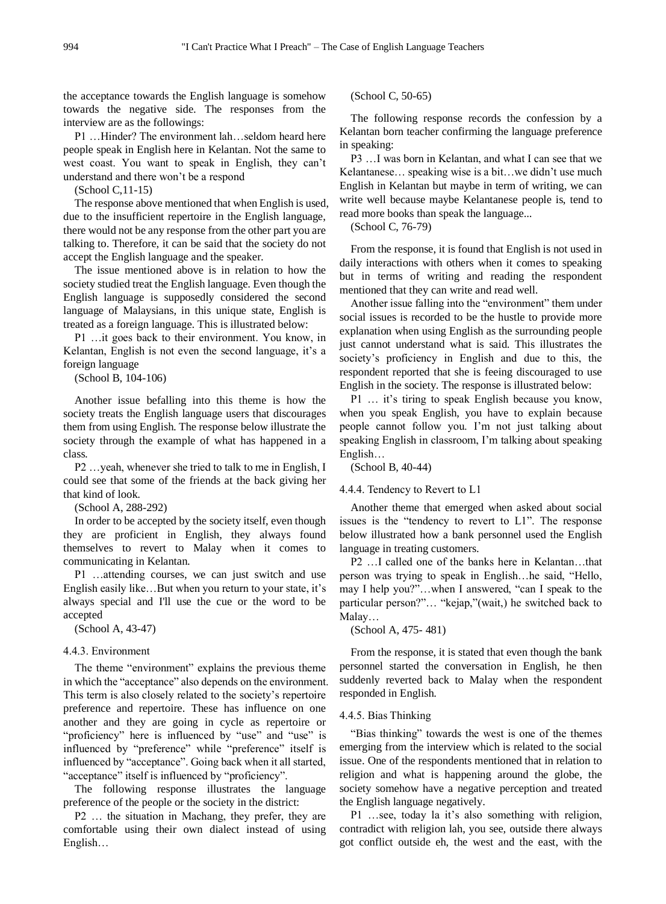the acceptance towards the English language is somehow towards the negative side. The responses from the interview are as the followings:

P1 …Hinder? The environment lah…seldom heard here people speak in English here in Kelantan. Not the same to west coast. You want to speak in English, they can't understand and there won't be a respond

(School C,11-15)

The response above mentioned that when English is used, due to the insufficient repertoire in the English language, there would not be any response from the other part you are talking to. Therefore, it can be said that the society do not accept the English language and the speaker.

The issue mentioned above is in relation to how the society studied treat the English language. Even though the English language is supposedly considered the second language of Malaysians, in this unique state, English is treated as a foreign language. This is illustrated below:

P1 …it goes back to their environment. You know, in Kelantan, English is not even the second language, it's a foreign language

(School B, 104-106)

Another issue befalling into this theme is how the society treats the English language users that discourages them from using English. The response below illustrate the society through the example of what has happened in a class.

P2 …yeah, whenever she tried to talk to me in English, I could see that some of the friends at the back giving her that kind of look.

(School A, 288-292)

In order to be accepted by the society itself, even though they are proficient in English, they always found themselves to revert to Malay when it comes to communicating in Kelantan.

P1 …attending courses, we can just switch and use English easily like…But when you return to your state, it's always special and I'll use the cue or the word to be accepted

(School A, 43-47)

#### 4.4.3. Environment

The theme "environment" explains the previous theme in which the "acceptance" also depends on the environment. This term is also closely related to the society's repertoire preference and repertoire. These has influence on one another and they are going in cycle as repertoire or "proficiency" here is influenced by "use" and "use" is influenced by "preference" while "preference" itself is influenced by "acceptance". Going back when it all started, "acceptance" itself is influenced by "proficiency".

The following response illustrates the language preference of the people or the society in the district:

P2 … the situation in Machang, they prefer, they are comfortable using their own dialect instead of using English…

(School C, 50-65)

The following response records the confession by a Kelantan born teacher confirming the language preference in speaking:

P3 …I was born in Kelantan, and what I can see that we Kelantanese… speaking wise is a bit…we didn't use much English in Kelantan but maybe in term of writing, we can write well because maybe Kelantanese people is, tend to read more books than speak the language...

(School C, 76-79)

From the response, it is found that English is not used in daily interactions with others when it comes to speaking but in terms of writing and reading the respondent mentioned that they can write and read well.

Another issue falling into the "environment" them under social issues is recorded to be the hustle to provide more explanation when using English as the surrounding people just cannot understand what is said. This illustrates the society's proficiency in English and due to this, the respondent reported that she is feeing discouraged to use English in the society. The response is illustrated below:

P1 … it's tiring to speak English because you know, when you speak English, you have to explain because people cannot follow you. I'm not just talking about speaking English in classroom, I'm talking about speaking English…

(School B, 40-44)

#### 4.4.4. Tendency to Revert to L1

Another theme that emerged when asked about social issues is the "tendency to revert to L1". The response below illustrated how a bank personnel used the English language in treating customers.

P2 …I called one of the banks here in Kelantan…that person was trying to speak in English…he said, "Hello, may I help you?"…when I answered, "can I speak to the particular person?"… "kejap,"(wait,) he switched back to Malay…

(School A, 475- 481)

From the response, it is stated that even though the bank personnel started the conversation in English, he then suddenly reverted back to Malay when the respondent responded in English.

#### 4.4.5. Bias Thinking

"Bias thinking" towards the west is one of the themes emerging from the interview which is related to the social issue. One of the respondents mentioned that in relation to religion and what is happening around the globe, the society somehow have a negative perception and treated the English language negatively.

P1 …see, today la it's also something with religion, contradict with religion lah, you see, outside there always got conflict outside eh, the west and the east, with the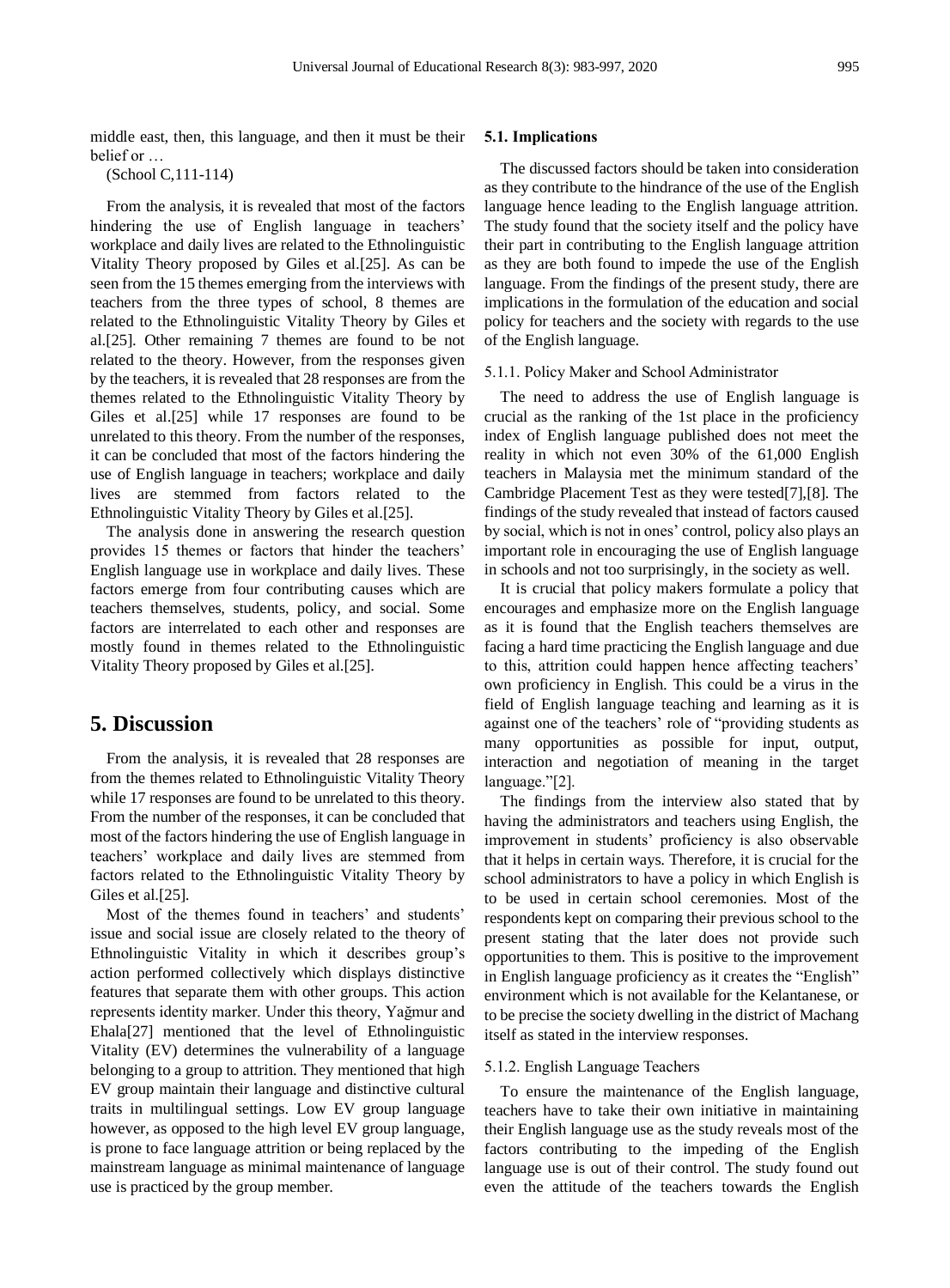middle east, then, this language, and then it must be their belief or …

(School C,111-114)

From the analysis, it is revealed that most of the factors hindering the use of English language in teachers' workplace and daily lives are related to the Ethnolinguistic Vitality Theory proposed by Giles et al.[25]. As can be seen from the 15 themes emerging from the interviews with teachers from the three types of school, 8 themes are related to the Ethnolinguistic Vitality Theory by Giles et al.[25]. Other remaining 7 themes are found to be not related to the theory. However, from the responses given by the teachers, it is revealed that 28 responses are from the themes related to the Ethnolinguistic Vitality Theory by Giles et al.[25] while 17 responses are found to be unrelated to this theory. From the number of the responses, it can be concluded that most of the factors hindering the use of English language in teachers; workplace and daily lives are stemmed from factors related to the Ethnolinguistic Vitality Theory by Giles et al.[25].

The analysis done in answering the research question provides 15 themes or factors that hinder the teachers' English language use in workplace and daily lives. These factors emerge from four contributing causes which are teachers themselves, students, policy, and social. Some factors are interrelated to each other and responses are mostly found in themes related to the Ethnolinguistic Vitality Theory proposed by Giles et al.[25].

# 5. Discussion

From the analysis, it is revealed that 28 responses are from the themes related to Ethnolinguistic Vitality Theory while 17 responses are found to be unrelated to this theory. From the number of the responses, it can be concluded that most of the factors hindering the use of English language in teachers' workplace and daily lives are stemmed from factors related to the Ethnolinguistic Vitality Theory by Giles et al.[25].

Most of the themes found in teachers' and students' issue and social issue are closely related to the theory of Ethnolinguistic Vitality in which it describes group's action performed collectively which displays distinctive features that separate them with other groups. This action represents identity marker. Under this theory, Yağmur and Ehala[27] mentioned that the level of Ethnolinguistic Vitality (EV) determines the vulnerability of a language belonging to a group to attrition. They mentioned that high EV group maintain their language and distinctive cultural traits in multilingual settings. Low EV group language however, as opposed to the high level EV group language, is prone to face language attrition or being replaced by the mainstream language as minimal maintenance of language use is practiced by the group member.

## 5.1. Implications

The discussed factors should be taken into consideration as they contribute to the hindrance of the use of the English language hence leading to the English language attrition. The study found that the society itself and the policy have their part in contributing to the English language attrition as they are both found to impede the use of the English language. From the findings of the present study, there are implications in the formulation of the education and social policy for teachers and the society with regards to the use of the English language.

### 5.1.1. Policy Maker and School Administrator

The need to address the use of English language is crucial as the ranking of the 1st place in the proficiency index of English language published does not meet the reality in which not even 30% of the 61,000 English teachers in Malaysia met the minimum standard of the Cambridge Placement Test as they were tested[7],[8]. The findings of the study revealed that instead of factors caused by social, which is not in ones' control, policy also plays an important role in encouraging the use of English language in schools and not too surprisingly, in the society as well.

It is crucial that policy makers formulate a policy that encourages and emphasize more on the English language as it is found that the English teachers themselves are facing a hard time practicing the English language and due to this, attrition could happen hence affecting teachers' own proficiency in English. This could be a virus in the field of English language teaching and learning as it is against one of the teachers' role of "providing students as many opportunities as possible for input, output, interaction and negotiation of meaning in the target language."[2].

The findings from the interview also stated that by having the administrators and teachers using English, the improvement in students' proficiency is also observable that it helps in certain ways. Therefore, it is crucial for the school administrators to have a policy in which English is to be used in certain school ceremonies. Most of the respondents kept on comparing their previous school to the present stating that the later does not provide such opportunities to them. This is positive to the improvement in English language proficiency as it creates the "English" environment which is not available for the Kelantanese, or to be precise the society dwelling in the district of Machang itself as stated in the interview responses.

### 5.1.2. English Language Teachers

To ensure the maintenance of the English language, teachers have to take their own initiative in maintaining their English language use as the study reveals most of the factors contributing to the impeding of the English language use is out of their control. The study found out even the attitude of the teachers towards the English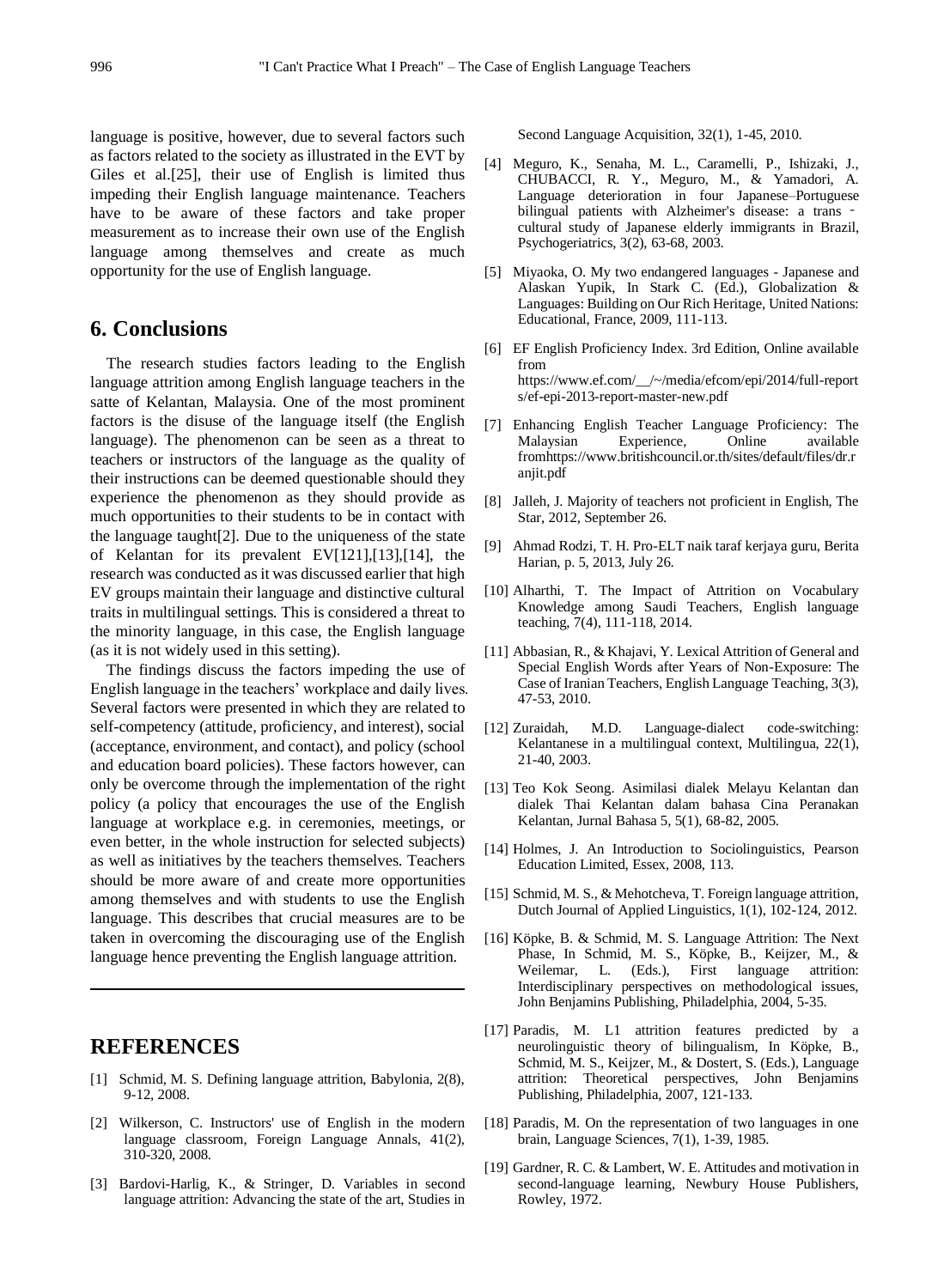language is positive, however, due to several factors such as factors related to the society as illustrated in the EVT by Giles et al.[25], their use of English is limited thus impeding their English language maintenance. Teachers have to be aware of these factors and take proper measurement as to increase their own use of the English language among themselves and create as much opportunity for the use of English language.

## 6. Conclusions

The research studies factors leading to the English language attrition among English language teachers in the satte of Kelantan, Malaysia. One of the most prominent factors is the disuse of the language itself (the English language). The phenomenon can be seen as a threat to teachers or instructors of the language as the quality of their instructions can be deemed questionable should they experience the phenomenon as they should provide as much opportunities to their students to be in contact with the language taught[2]. Due to the uniqueness of the state of Kelantan for its prevalent EV[121],[13],[14], the research was conducted as it was discussed earlier that high EV groups maintain their language and distinctive cultural traits in multilingual settings. This is considered a threat to the minority language, in this case, the English language (as it is not widely used in this setting).

The findings discuss the factors impeding the use of English language in the teachers' workplace and daily lives. Several factors were presented in which they are related to self-competency (attitude, proficiency, and interest), social (acceptance, environment, and contact), and policy (school and education board policies). These factors however, can only be overcome through the implementation of the right policy (a policy that encourages the use of the English language at workplace e.g. in ceremonies, meetings, or even better, in the whole instruction for selected subjects) as well as initiatives by the teachers themselves. Teachers should be more aware of and create more opportunities among themselves and with students to use the English language. This describes that crucial measures are to be taken in overcoming the discouraging use of the English language hence preventing the English language attrition.

## REFERENCES

[1] Schmid, M. S. Defining language attrition, Babylonia, 2(8), 9-12, 2008.

[2] Wilkerson, C. Instructors' use of English in the modern language classroom, Foreign Language Annals, 41(2), 310-320, 2008.

[3] Bardovi-Harlig, K., & Stringer, D. Variables in second language attrition: Advancing the state of the art, Studies in Second Language Acquisition, 32(1), 1-45, 2010.

[4] Meguro, K., Senaha, M. L., Caramelli, P., Ishizaki, J., CHUBACCI, R. Y., Meguro, M., & Yamadori, A. Language deterioration in four Japanese–Portuguese bilingual patients with Alzheimer's disease: a trans‐cultural study of Japanese elderly immigrants in Brazil, Psychogeriatrics, 3(2), 63-68, 2003.

[5] Miyaoka, O. My two endangered languages - Japanese and Alaskan Yupik, In Stark C. (Ed.), Globalization & Languages: Building on Our Rich Heritage, United Nations: Educational, France, 2009, 111-113.

[6] EF English Proficiency Index. 3rd Edition, Online available from https://www.ef.com/__/~/media/efcom/epi/2014/full-reports/ef-epi-2013-report-master-new.pdf

[7] Enhancing English Teacher Language Proficiency: The Malaysian Experience, Online available fromhttps://www.britishcouncil.or.th/sites/default/files/dr.ranjit.pdf

[8] Jalleh, J. Majority of teachers not proficient in English, The Star, 2012, September 26.

[9] Ahmad Rodzi, T. H. Pro-ELT naik taraf kerjaya guru, Berita Harian, p. 5, 2013, July 26.

[10] Alharthi, T. The Impact of Attrition on Vocabulary Knowledge among Saudi Teachers, English language teaching, 7(4), 111-118, 2014.

[11] Abbasian, R., & Khajavi, Y. Lexical Attrition of General and Special English Words after Years of Non-Exposure: The Case of Iranian Teachers, English Language Teaching, 3(3), 47-53, 2010.

[12] Zuraidah, M.D. Language-dialect code-switching: Kelantanese in a multilingual context, Multilingua, 22(1), 21-40, 2003.

[13] Teo Kok Seong. Asimilasi dialek Melayu Kelantan dan dialek Thai Kelantan dalam bahasa Cina Peranakan Kelantan, Jurnal Bahasa 5, 5(1), 68-82, 2005.

[14] Holmes, J. An Introduction to Sociolinguistics, Pearson Education Limited, Essex, 2008, 113.

[15] Schmid, M. S., & Mehotcheva, T. Foreign language attrition, Dutch Journal of Applied Linguistics, 1(1), 102-124, 2012.

[16] Köpke, B. & Schmid, M. S. Language Attrition: The Next Phase, In Schmid, M. S., Köpke, B., Keijzer, M., & Weilemar, L. (Eds.), First language attrition: Interdisciplinary perspectives on methodological issues, John Benjamins Publishing, Philadelphia, 2004, 5-35.

[17] Paradis, M. L1 attrition features predicted by a neurolinguistic theory of bilingualism, In Köpke, B., Schmid, M. S., Keijzer, M., & Dostert, S. (Eds.), Language attrition: Theoretical perspectives, John Benjamins Publishing, Philadelphia, 2007, 121-133.

[18] Paradis, M. On the representation of two languages in one brain, Language Sciences, 7(1), 1-39, 1985.

[19] Gardner, R. C. & Lambert, W. E. Attitudes and motivation in second-language learning, Newbury House Publishers, Rowley, 1972.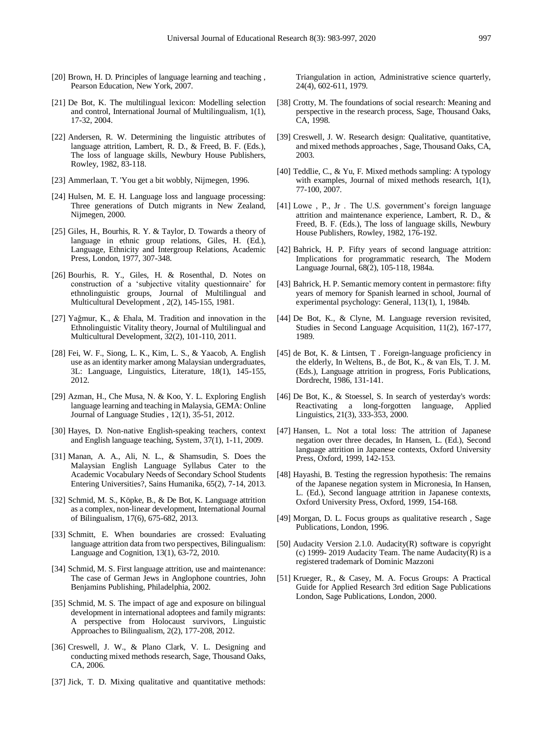[20] Brown, H. D. Principles of language learning and teaching , Pearson Education, New York, 2007.

[21] De Bot, K. The multilingual lexicon: Modelling selection and control, International Journal of Multilingualism, 1(1), 17-32, 2004.

[22] Andersen, R. W. Determining the linguistic attributes of language attrition, Lambert, R. D., & Freed, B. F. (Eds.), The loss of language skills, Newbury House Publishers, Rowley, 1982, 83-118.

[23] Ammerlaan, T. 'You get a bit wobbly, Nijmegen, 1996.

[24] Hulsen, M. E. H. Language loss and language processing: Three generations of Dutch migrants in New Zealand, Nijmegen, 2000.

[25] Giles, H., Bourhis, R. Y. & Taylor, D. Towards a theory of language in ethnic group relations, Giles, H. (Ed.), Language, Ethnicity and Intergroup Relations, Academic Press, London, 1977, 307-348.

[26] Bourhis, R. Y., Giles, H. & Rosenthal, D. Notes on construction of a 'subjective vitality questionnaire' for ethnolinguistic groups, Journal of Multilingual and Multicultural Development , 2(2), 145-155, 1981.

[27] Yağmur, K., & Ehala, M. Tradition and innovation in the Ethnolinguistic Vitality theory, Journal of Multilingual and Multicultural Development, 32(2), 101-110, 2011.

[28] Fei, W. F., Siong, L. K., Kim, L. S., & Yaacob, A. English use as an identity marker among Malaysian undergraduates, 3L: Language, Linguistics, Literature, 18(1), 145-155, 2012.

[29] Azman, H., Che Musa, N. & Koo, Y. L. Exploring English language learning and teaching in Malaysia, GEMA: Online Journal of Language Studies , 12(1), 35-51, 2012.

[30] Hayes, D. Non-native English-speaking teachers, context and English language teaching, System, 37(1), 1-11, 2009.

[31] Manan, A. A., Ali, N. L., & Shamsudin, S. Does the Malaysian English Language Syllabus Cater to the Academic Vocabulary Needs of Secondary School Students Entering Universities?, Sains Humanika, 65(2), 7-14, 2013.

[32] Schmid, M. S., Köpke, B., & De Bot, K. Language attrition as a complex, non-linear development, International Journal of Bilingualism, 17(6), 675-682, 2013.

[33] Schmitt, E. When boundaries are crossed: Evaluating language attrition data from two perspectives, Bilingualism: Language and Cognition, 13(1), 63-72, 2010.

[34] Schmid, M. S. First language attrition, use and maintenance: The case of German Jews in Anglophone countries, John Benjamins Publishing, Philadelphia, 2002.

[35] Schmid, M. S. The impact of age and exposure on bilingual development in international adoptees and family migrants: A perspective from Holocaust survivors, Linguistic Approaches to Bilingualism, 2(2), 177-208, 2012.

[36] Creswell, J. W., & Plano Clark, V. L. Designing and conducting mixed methods research, Sage, Thousand Oaks, CA, 2006.

[37] Jick, T. D. Mixing qualitative and quantitative methods: Triangulation in action, Administrative science quarterly, 24(4), 602-611, 1979.

[38] Crotty, M. The foundations of social research: Meaning and perspective in the research process, Sage, Thousand Oaks, CA, 1998.

[39] Creswell, J. W. Research design: Qualitative, quantitative, and mixed methods approaches , Sage, Thousand Oaks, CA, 2003.

[40] Teddlie, C., & Yu, F. Mixed methods sampling: A typology with examples, Journal of mixed methods research, 1(1), 77-100, 2007.

[41] Lowe , P., Jr . The U.S. government's foreign language attrition and maintenance experience, Lambert, R. D., & Freed, B. F. (Eds.), The loss of language skills, Newbury House Publishers, Rowley, 1982, 176-192.

[42] Bahrick, H. P. Fifty years of second language attrition: Implications for programmatic research, The Modern Language Journal, 68(2), 105-118, 1984a.

[43] Bahrick, H. P. Semantic memory content in permastore: fifty years of memory for Spanish learned in school, Journal of experimental psychology: General, 113(1), 1, 1984b.

[44] De Bot, K., & Clyne, M. Language reversion revisited, Studies in Second Language Acquisition, 11(2), 167-177, 1989.

[45] de Bot, K. & Lintsen, T . Foreign-language proficiency in the elderly, In Weltens, B., de Bot, K., & van Els, T. J. M. (Eds.), Language attrition in progress, Foris Publications, Dordrecht, 1986, 131-141.

[46] De Bot, K., & Stoessel, S. In search of yesterday's words: Reactivating a long-forgotten language, Applied Linguistics, 21(3), 333-353, 2000.

[47] Hansen, L. Not a total loss: The attrition of Japanese negation over three decades, In Hansen, L. (Ed.), Second language attrition in Japanese contexts, Oxford University Press, Oxford, 1999, 142-153.

[48] Hayashi, B. Testing the regression hypothesis: The remains of the Japanese negation system in Micronesia, In Hansen, L. (Ed.), Second language attrition in Japanese contexts, Oxford University Press, Oxford, 1999, 154-168.

[49] Morgan, D. L. Focus groups as qualitative research , Sage Publications, London, 1996.

[50] Audacity Version 2.1.0. Audacity(R) software is copyright (c) 1999- 2019 Audacity Team. The name Audacity(R) is a registered trademark of Dominic Mazzoni

[51] Krueger, R., & Casey, M. A. Focus Groups: A Practical Guide for Applied Research 3rd edition Sage Publications London, Sage Publications, London, 2000.